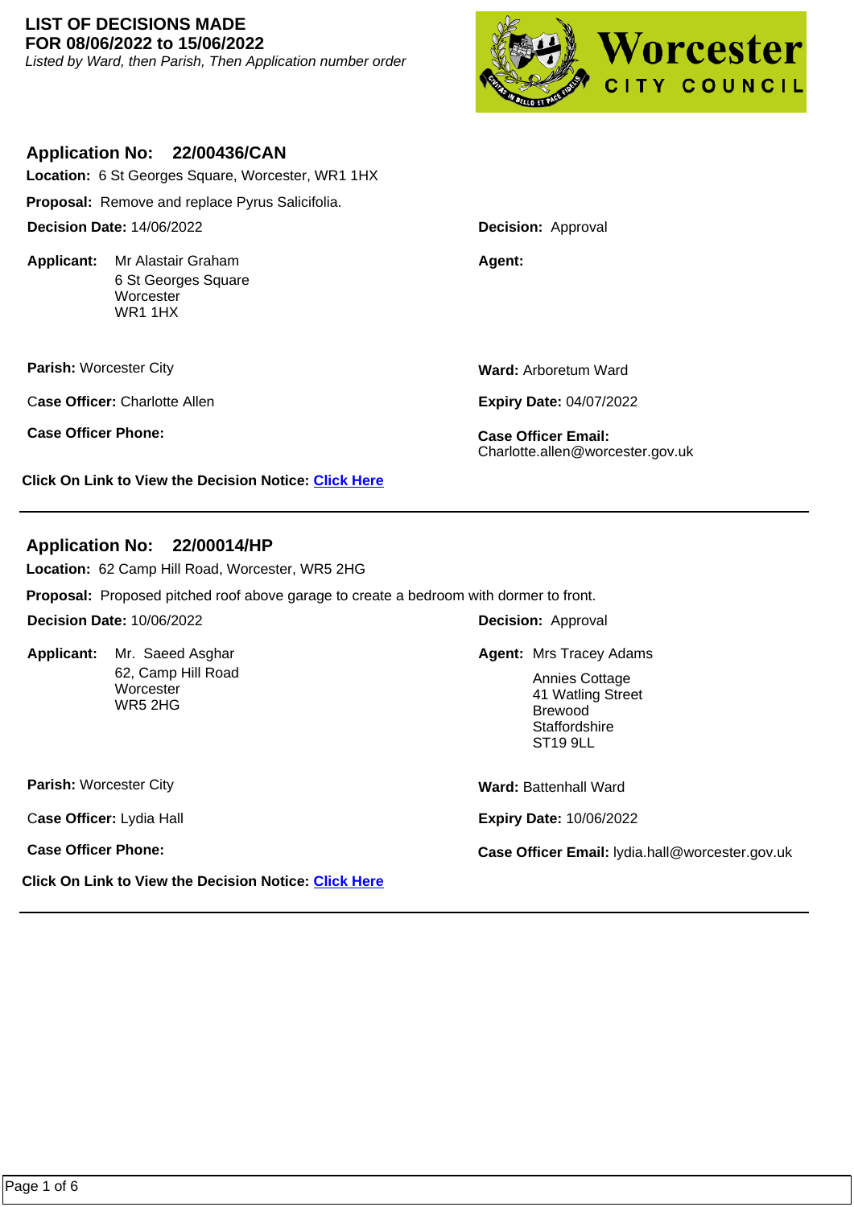**LIST OF DECISIONS MADE**
**FOR 08/06/2022 to 15/06/2022**
*Listed by Ward, then Parish, Then Application number order*

Worcester CITY COUNCIL

## Application No: 22/00436/CAN

**Location:** 6 St Georges Square, Worcester, WR1 1HX

**Proposal:** Remove and replace Pyrus Salicifolia.

**Decision Date:** 14/06/2022

**Decision:** Approval

**Applicant:** Mr Alastair Graham
6 St Georges Square
Worcester
WR1 1HX

**Agent:**

**Parish:** Worcester City

**Ward:** Arboretum Ward

**Case Officer:** Charlotte Allen

**Expiry Date:** 04/07/2022

**Case Officer Phone:**

**Case Officer Email:** Charlotte.allen@worcester.gov.uk

**Click On Link to View the Decision Notice:** Click Here

---

## Application No: 22/00014/HP

**Location:** 62 Camp Hill Road, Worcester, WR5 2HG

**Proposal:** Proposed pitched roof above garage to create a bedroom with dormer to front.

**Decision Date:** 10/06/2022

**Decision:** Approval

**Applicant:** Mr. Saeed Asghar
62, Camp Hill Road
Worcester
WR5 2HG

**Agent:** Mrs Tracey Adams
Annies Cottage
41 Watling Street
Brewood
Staffordshire
ST19 9LL

**Parish:** Worcester City

**Ward:** Battenhall Ward

**Case Officer:** Lydia Hall

**Expiry Date:** 10/06/2022

**Case Officer Phone:**

**Case Officer Email:** lydia.hall@worcester.gov.uk

**Click On Link to View the Decision Notice:** Click Here

---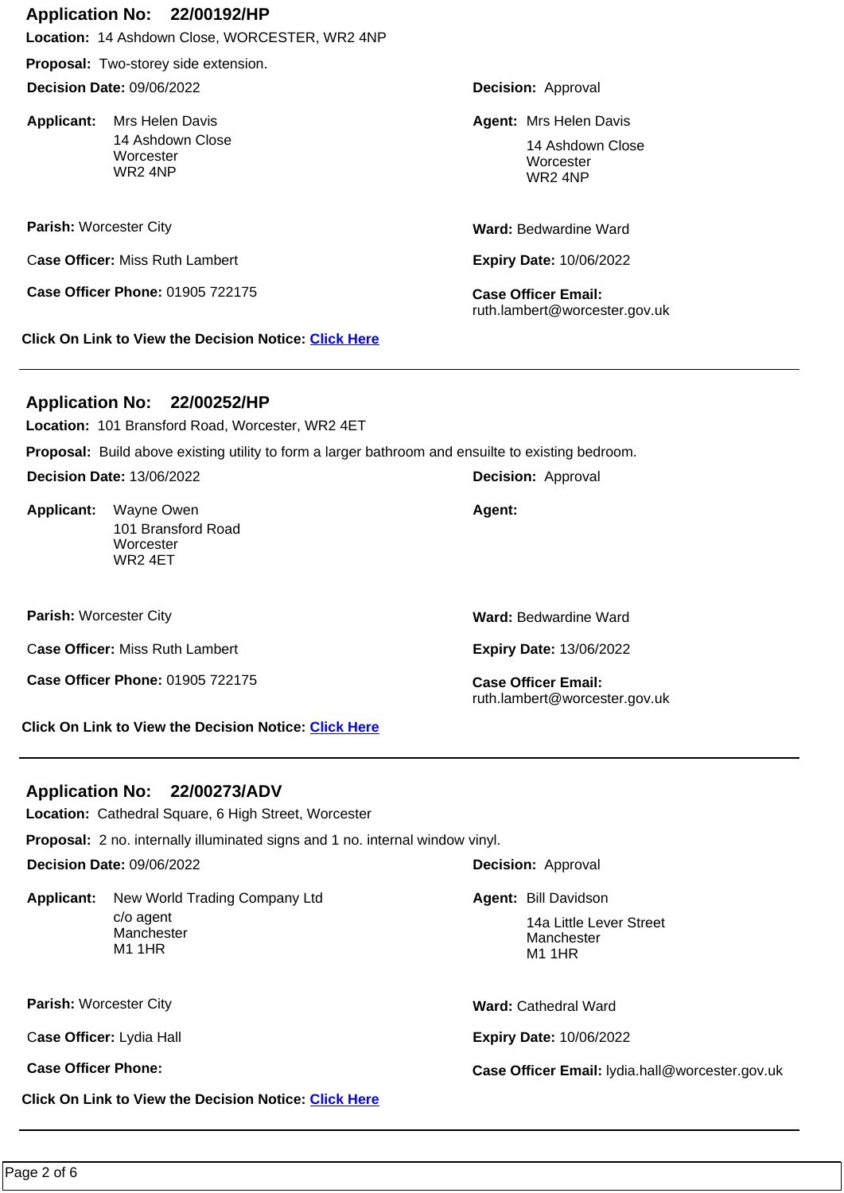## Application No: 22/00192/HP

**Location:** 14 Ashdown Close, WORCESTER, WR2 4NP

**Proposal:** Two-storey side extension.

**Decision Date:** 09/06/2022

**Decision:** Approval

**Applicant:** Mrs Helen Davis
14 Ashdown Close
Worcester
WR2 4NP

**Agent:** Mrs Helen Davis
14 Ashdown Close
Worcester
WR2 4NP

**Parish:** Worcester City

**Ward:** Bedwardine Ward

**Case Officer:** Miss Ruth Lambert

**Expiry Date:** 10/06/2022

**Case Officer Phone:** 01905 722175

**Case Officer Email:** ruth.lambert@worcester.gov.uk

**Click On Link to View the Decision Notice:** Click Here

---

## Application No: 22/00252/HP

**Location:** 101 Bransford Road, Worcester, WR2 4ET

**Proposal:** Build above existing utility to form a larger bathroom and ensuilte to existing bedroom.

**Decision Date:** 13/06/2022

**Decision:** Approval

**Applicant:** Wayne Owen
101 Bransford Road
Worcester
WR2 4ET

**Agent:**

**Parish:** Worcester City

**Ward:** Bedwardine Ward

**Case Officer:** Miss Ruth Lambert

**Expiry Date:** 13/06/2022

**Case Officer Phone:** 01905 722175

**Case Officer Email:** ruth.lambert@worcester.gov.uk

**Click On Link to View the Decision Notice:** Click Here

---

## Application No: 22/00273/ADV

**Location:** Cathedral Square, 6 High Street, Worcester

**Proposal:** 2 no. internally illuminated signs and 1 no. internal window vinyl.

**Decision Date:** 09/06/2022

**Decision:** Approval

**Applicant:** New World Trading Company Ltd
c/o agent
Manchester
M1 1HR

**Agent:** Bill Davidson
14a Little Lever Street
Manchester
M1 1HR

**Parish:** Worcester City

**Ward:** Cathedral Ward

**Case Officer:** Lydia Hall

**Expiry Date:** 10/06/2022

**Case Officer Phone:**

**Case Officer Email:** lydia.hall@worcester.gov.uk

**Click On Link to View the Decision Notice:** Click Here

---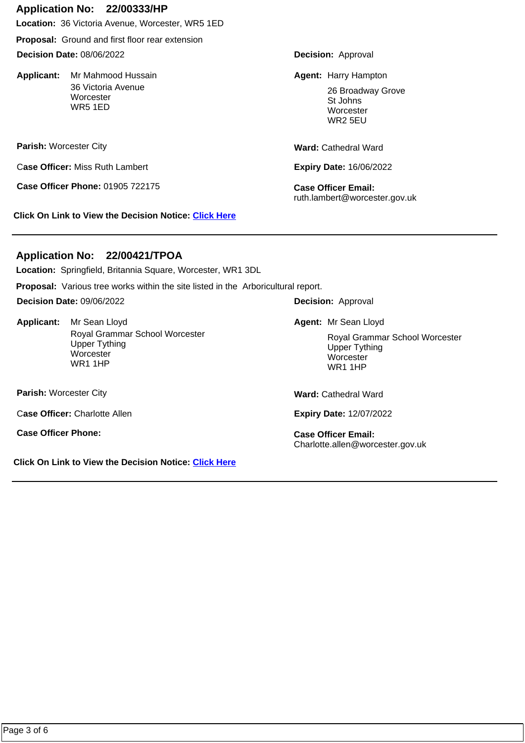## Application No: 22/00333/HP

**Location:** 36 Victoria Avenue, Worcester, WR5 1ED

**Proposal:** Ground and first floor rear extension

**Decision Date:** 08/06/2022

**Decision:** Approval

**Applicant:** Mr Mahmood Hussain
36 Victoria Avenue
Worcester
WR5 1ED

**Agent:** Harry Hampton
26 Broadway Grove
St Johns
Worcester
WR2 5EU

**Parish:** Worcester City

**Ward:** Cathedral Ward

**Case Officer:** Miss Ruth Lambert

**Expiry Date:** 16/06/2022

**Case Officer Phone:** 01905 722175

**Case Officer Email:** ruth.lambert@worcester.gov.uk

**Click On Link to View the Decision Notice:** Click Here

---

## Application No: 22/00421/TPOA

**Location:** Springfield, Britannia Square, Worcester, WR1 3DL

**Proposal:** Various tree works within the site listed in the Arboricultural report.

**Decision Date:** 09/06/2022

**Decision:** Approval

**Applicant:** Mr Sean Lloyd
Royal Grammar School Worcester
Upper Tything
Worcester
WR1 1HP

**Agent:** Mr Sean Lloyd
Royal Grammar School Worcester
Upper Tything
Worcester
WR1 1HP

**Parish:** Worcester City

**Ward:** Cathedral Ward

**Case Officer:** Charlotte Allen

**Expiry Date:** 12/07/2022

**Case Officer Phone:**

**Case Officer Email:** Charlotte.allen@worcester.gov.uk

**Click On Link to View the Decision Notice:** Click Here

---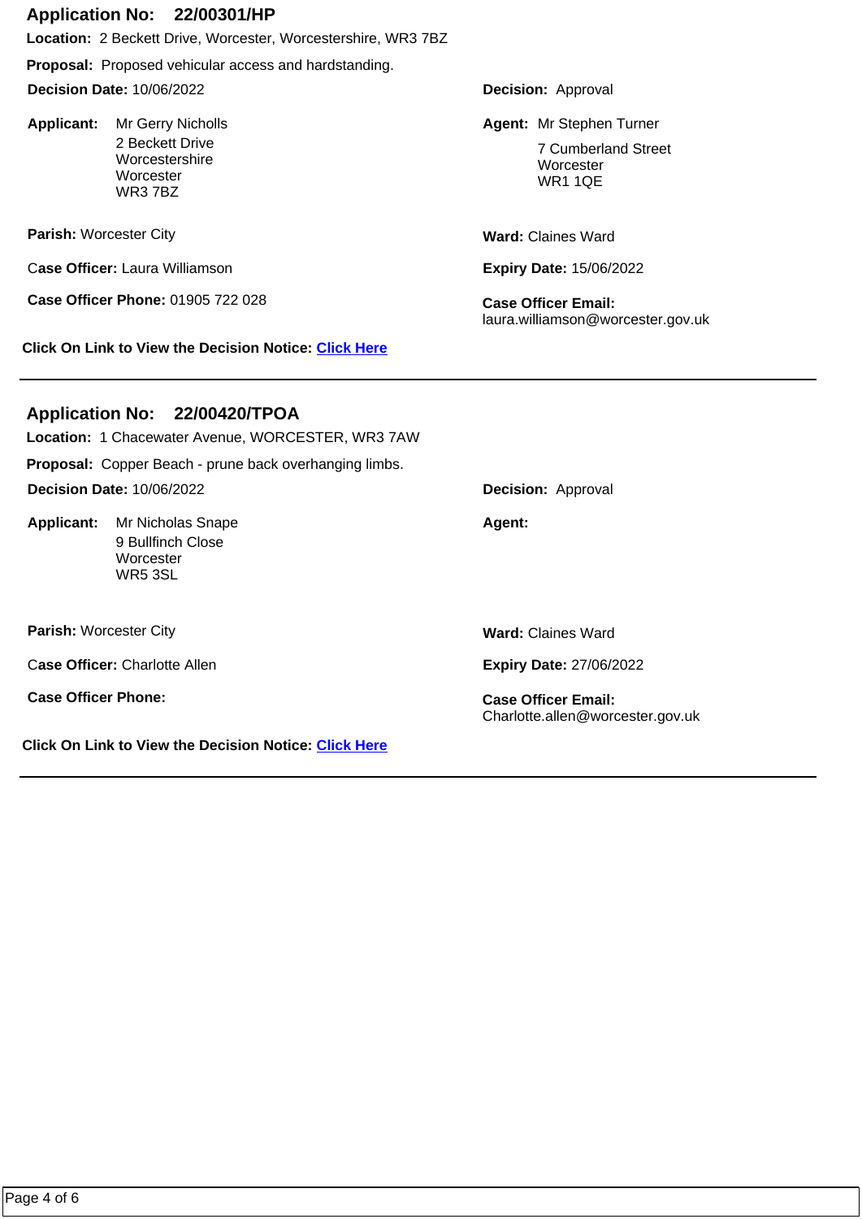## Application No: 22/00301/HP

**Location:** 2 Beckett Drive, Worcester, Worcestershire, WR3 7BZ

**Proposal:** Proposed vehicular access and hardstanding.

**Decision Date:** 10/06/2022

**Decision:** Approval

**Applicant:** Mr Gerry Nicholls
2 Beckett Drive
Worcestershire
Worcester
WR3 7BZ

**Agent:** Mr Stephen Turner
7 Cumberland Street
Worcester
WR1 1QE

**Parish:** Worcester City

**Ward:** Claines Ward

**Case Officer:** Laura Williamson

**Expiry Date:** 15/06/2022

**Case Officer Phone:** 01905 722 028

**Case Officer Email:** laura.williamson@worcester.gov.uk

**Click On Link to View the Decision Notice:** Click Here

---

## Application No: 22/00420/TPOA

**Location:** 1 Chacewater Avenue, WORCESTER, WR3 7AW

**Proposal:** Copper Beach - prune back overhanging limbs.

**Decision Date:** 10/06/2022

**Decision:** Approval

**Applicant:** Mr Nicholas Snape
9 Bullfinch Close
Worcester
WR5 3SL

**Agent:**

**Parish:** Worcester City

**Ward:** Claines Ward

**Case Officer:** Charlotte Allen

**Expiry Date:** 27/06/2022

**Case Officer Phone:**

**Case Officer Email:** Charlotte.allen@worcester.gov.uk

**Click On Link to View the Decision Notice:** Click Here

---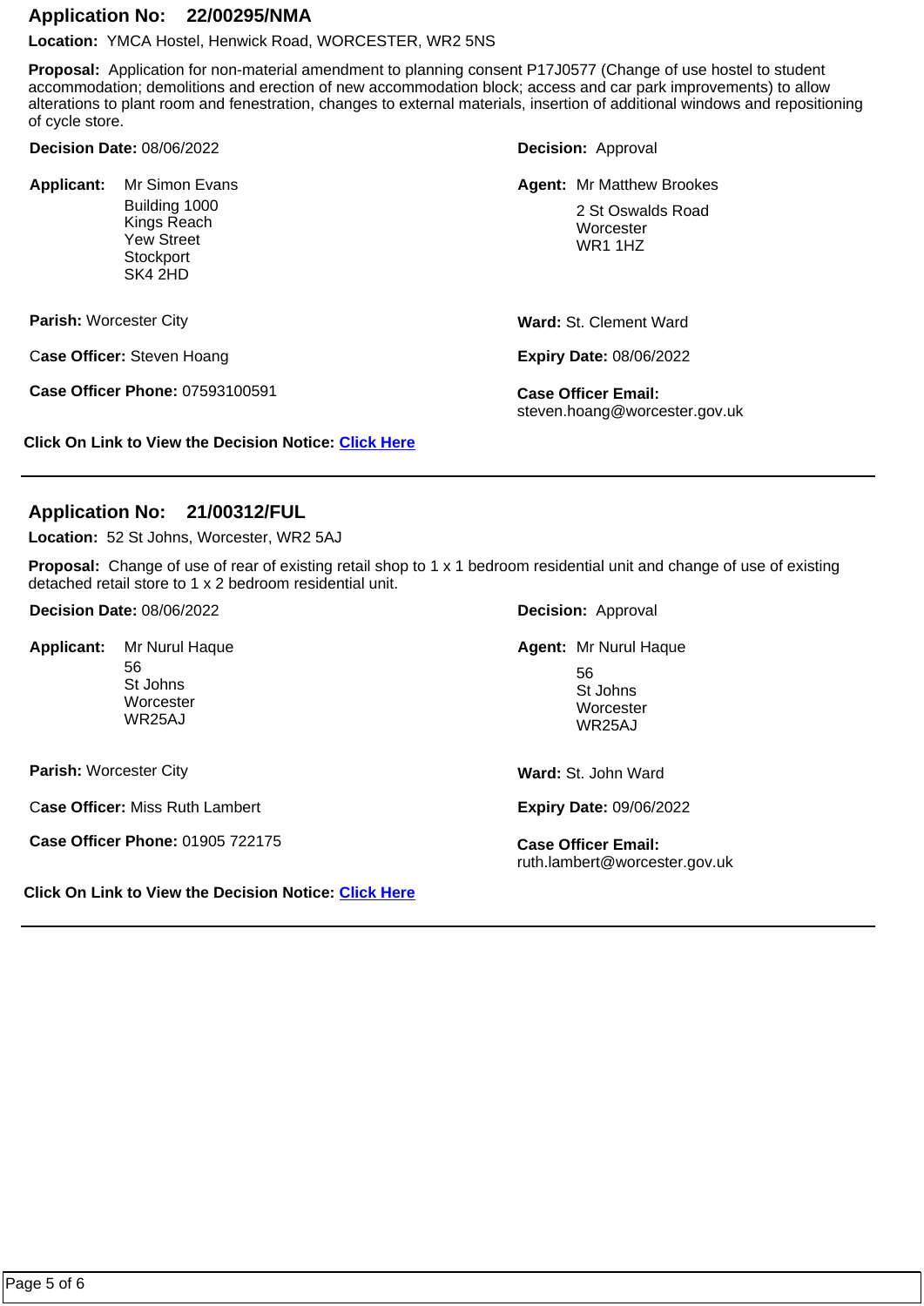## Application No: 22/00295/NMA

**Location:** YMCA Hostel, Henwick Road, WORCESTER, WR2 5NS

**Proposal:** Application for non-material amendment to planning consent P17J0577 (Change of use hostel to student accommodation; demolitions and erection of new accommodation block; access and car park improvements) to allow alterations to plant room and fenestration, changes to external materials, insertion of additional windows and repositioning of cycle store.

**Decision Date:** 08/06/2022

**Decision:** Approval

**Applicant:** Mr Simon Evans
Building 1000
Kings Reach
Yew Street
Stockport
SK4 2HD

**Agent:** Mr Matthew Brookes
2 St Oswalds Road
Worcester
WR1 1HZ

**Parish:** Worcester City

**Ward:** St. Clement Ward

**Case Officer:** Steven Hoang

**Expiry Date:** 08/06/2022

**Case Officer Phone:** 07593100591

**Case Officer Email:** steven.hoang@worcester.gov.uk

**Click On Link to View the Decision Notice:** Click Here

---

## Application No: 21/00312/FUL

**Location:** 52 St Johns, Worcester, WR2 5AJ

**Proposal:** Change of use of rear of existing retail shop to 1 x 1 bedroom residential unit and change of use of existing detached retail store to 1 x 2 bedroom residential unit.

**Decision Date:** 08/06/2022

**Decision:** Approval

**Applicant:** Mr Nurul Haque
56
St Johns
Worcester
WR25AJ

**Agent:** Mr Nurul Haque
56
St Johns
Worcester
WR25AJ

**Parish:** Worcester City

**Ward:** St. John Ward

**Case Officer:** Miss Ruth Lambert

**Expiry Date:** 09/06/2022

**Case Officer Phone:** 01905 722175

**Case Officer Email:** ruth.lambert@worcester.gov.uk

**Click On Link to View the Decision Notice:** Click Here

---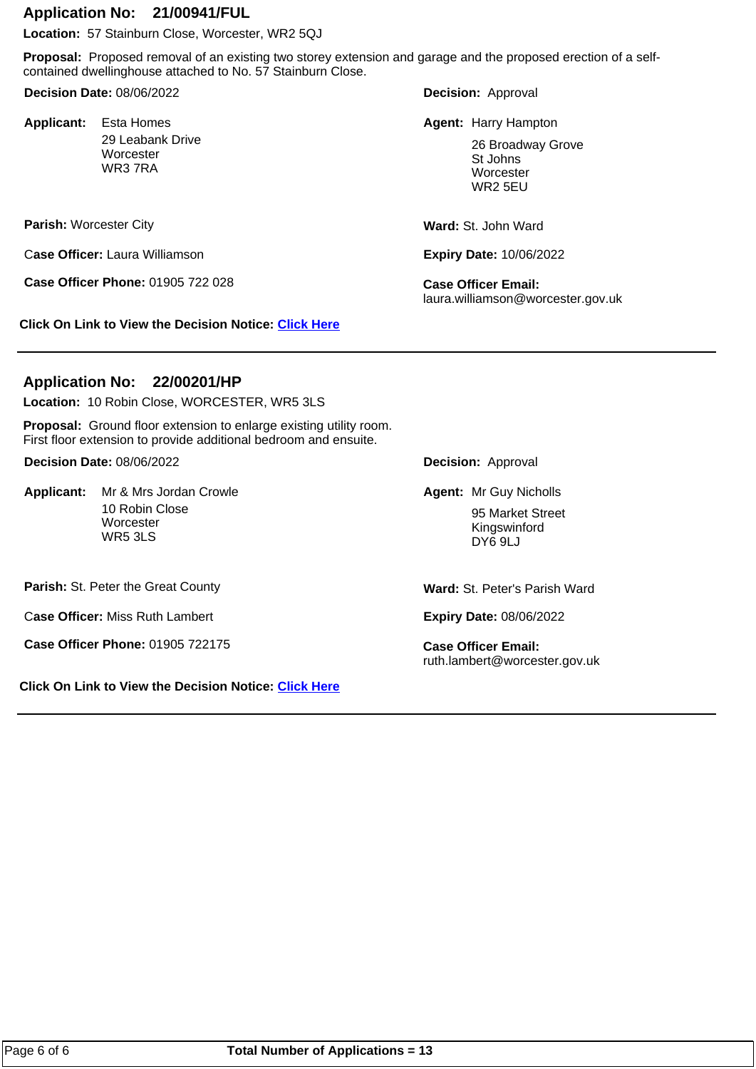## Application No: 21/00941/FUL

**Location:** 57 Stainburn Close, Worcester, WR2 5QJ

**Proposal:** Proposed removal of an existing two storey extension and garage and the proposed erection of a self-contained dwellinghouse attached to No. 57 Stainburn Close.

**Decision Date:** 08/06/2022

**Decision:** Approval

**Applicant:** Esta Homes
29 Leabank Drive
Worcester
WR3 7RA

**Agent:** Harry Hampton
26 Broadway Grove
St Johns
Worcester
WR2 5EU

**Parish:** Worcester City

**Ward:** St. John Ward

**Case Officer:** Laura Williamson

**Expiry Date:** 10/06/2022

**Case Officer Phone:** 01905 722 028

**Case Officer Email:** laura.williamson@worcester.gov.uk

**Click On Link to View the Decision Notice:** Click Here

---

## Application No: 22/00201/HP

**Location:** 10 Robin Close, WORCESTER, WR5 3LS

**Proposal:** Ground floor extension to enlarge existing utility room. First floor extension to provide additional bedroom and ensuite.

**Decision Date:** 08/06/2022

**Decision:** Approval

**Applicant:** Mr & Mrs Jordan Crowle
10 Robin Close
Worcester
WR5 3LS

**Agent:** Mr Guy Nicholls
95 Market Street
Kingswinford
DY6 9LJ

**Parish:** St. Peter the Great County

**Ward:** St. Peter's Parish Ward

**Case Officer:** Miss Ruth Lambert

**Expiry Date:** 08/06/2022

**Case Officer Phone:** 01905 722175

**Case Officer Email:** ruth.lambert@worcester.gov.uk

**Click On Link to View the Decision Notice:** Click Here

---

**Total Number of Applications = 13**